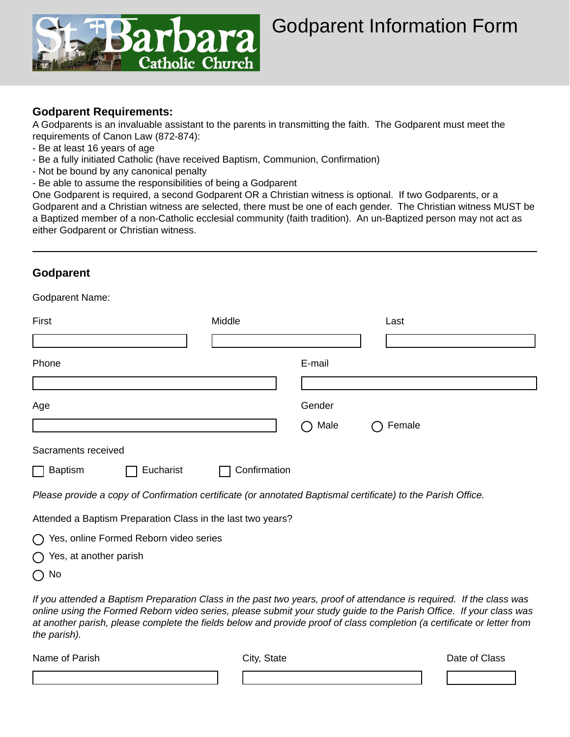# Godparent Information Form

St Barbara Catholic Church

**Godparent Requirements:**

A Godparents is an invaluable assistant to the parents in transmitting the faith. The Godparent must meet the requirements of Canon Law (872-874):

- Be at least 16 years of age
- Be a fully initiated Catholic (have received Baptism, Communion, Confirmation)
- Not be bound by any canonical penalty
- Be able to assume the responsibilities of being a Godparent

One Godparent is required, a second Godparent OR a Christian witness is optional. If two Godparents, or a Godparent and a Christian witness are selected, there must be one of each gender. The Christian witness MUST be a Baptized member of a non-Catholic ecclesial community (faith tradition). An un-Baptized person may not act as either Godparent or Christian witness.

---

## Godparent

Godparent Name:

First ______________ Middle ______________ Last ______________

Phone ______________ E-mail ______________

Age ______________ Gender ○ Male ○ Female

Sacraments received

☐ Baptism ☐ Eucharist ☐ Confirmation

*Please provide a copy of Confirmation certificate (or annotated Baptismal certificate) to the Parish Office.*

Attended a Baptism Preparation Class in the last two years?

○ Yes, online Formed Reborn video series

○ Yes, at another parish

○ No

*If you attended a Baptism Preparation Class in the past two years, proof of attendance is required. If the class was online using the Formed Reborn video series, please submit your study guide to the Parish Office. If your class was at another parish, please complete the fields below and provide proof of class completion (a certificate or letter from the parish).*

Name of Parish ______________ City, State ______________ Date of Class ______________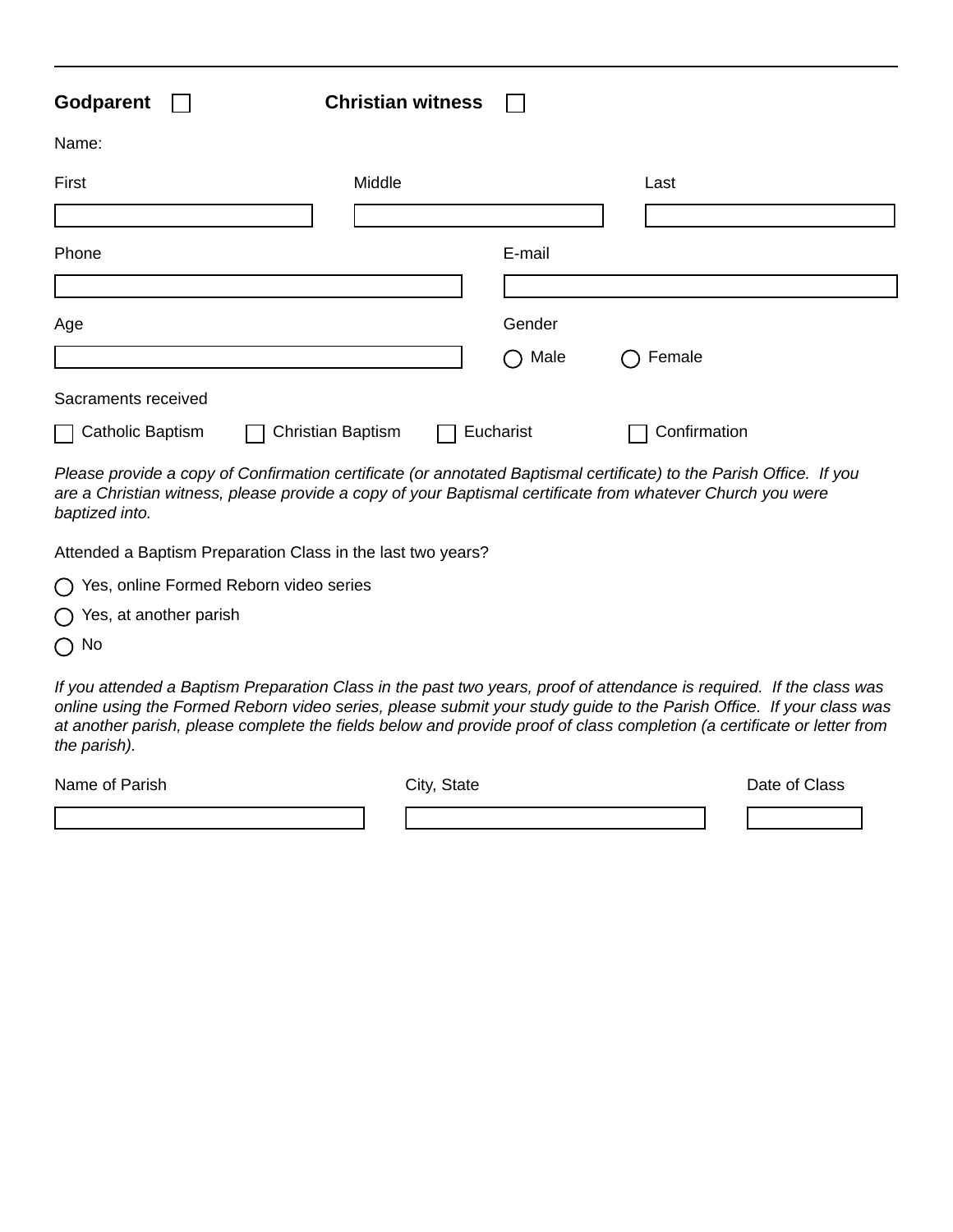**Godparent** ☐ **Christian witness** ☐

Name:

First ______ Middle ______ Last ______

Phone ______ E-mail ______

Age ______ Gender ◯ Male ◯ Female

Sacraments received

☐ Catholic Baptism ☐ Christian Baptism ☐ Eucharist ☐ Confirmation

*Please provide a copy of Confirmation certificate (or annotated Baptismal certificate) to the Parish Office. If you are a Christian witness, please provide a copy of your Baptismal certificate from whatever Church you were baptized into.*

Attended a Baptism Preparation Class in the last two years?

◯ Yes, online Formed Reborn video series

◯ Yes, at another parish

◯ No

*If you attended a Baptism Preparation Class in the past two years, proof of attendance is required. If the class was online using the Formed Reborn video series, please submit your study guide to the Parish Office. If your class was at another parish, please complete the fields below and provide proof of class completion (a certificate or letter from the parish).*

Name of Parish ______ City, State ______ Date of Class ______